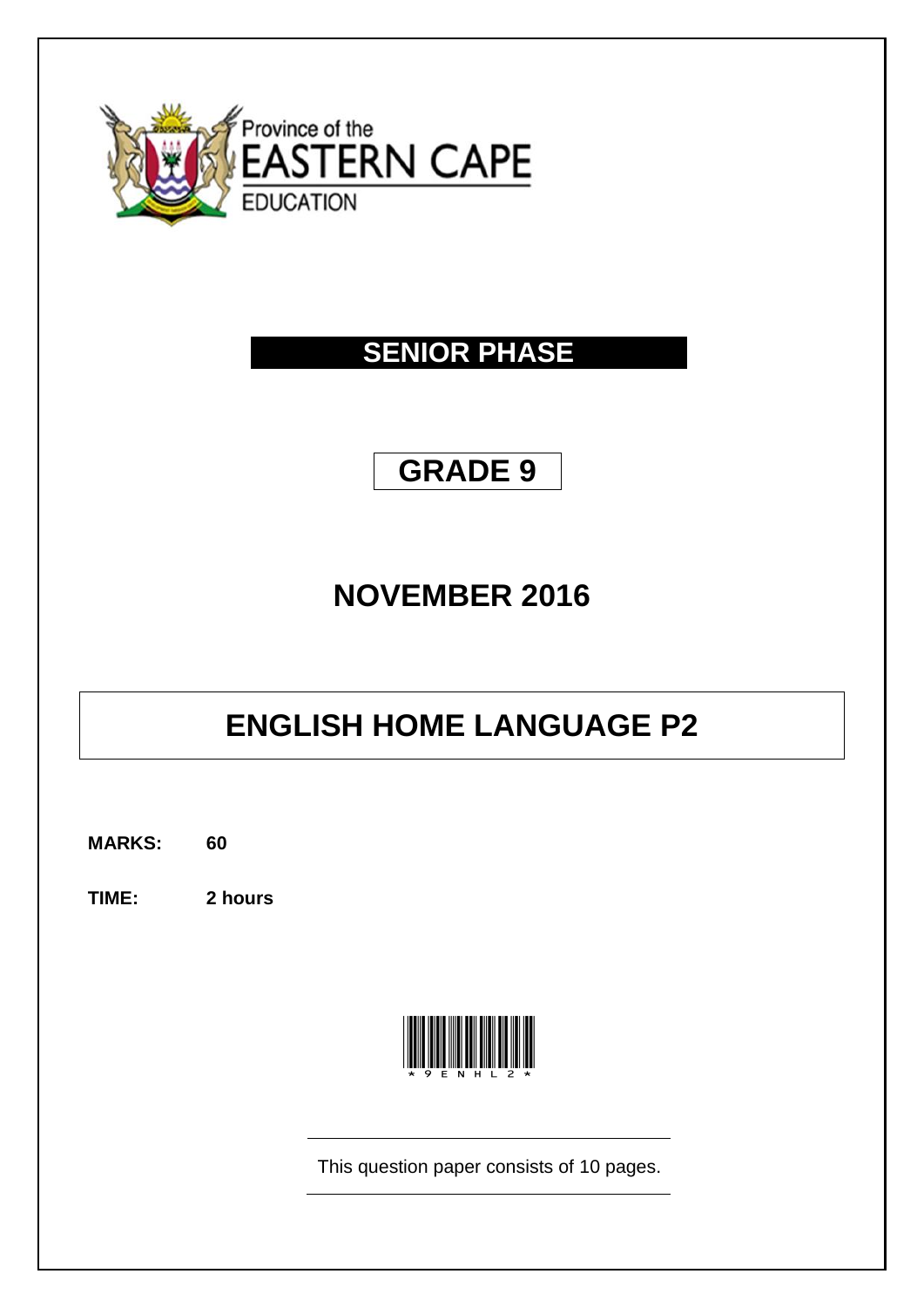Province of the
EASTERN CAPE
EDUCATION

# SENIOR PHASE

# GRADE 9

# NOVEMBER 2016

# ENGLISH HOME LANGUAGE P2

**MARKS:** **60**

**TIME:** **2 hours**

*9ENHL2*

This question paper consists of 10 pages.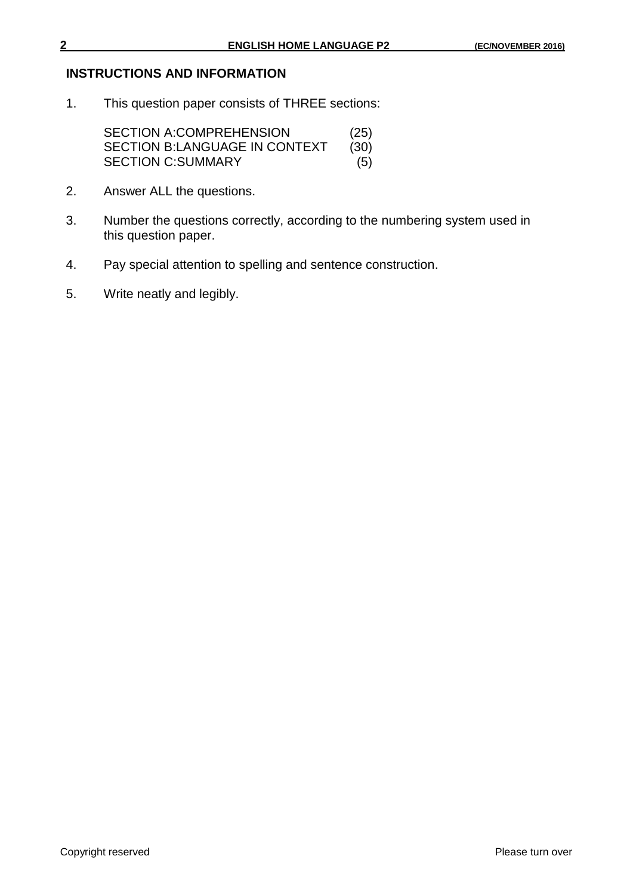## INSTRUCTIONS AND INFORMATION

1. This question paper consists of THREE sections:

   | | |
   |---|---|
   | SECTION A:COMPREHENSION | (25) |
   | SECTION B:LANGUAGE IN CONTEXT | (30) |
   | SECTION C:SUMMARY | (5) |

2. Answer ALL the questions.

3. Number the questions correctly, according to the numbering system used in this question paper.

4. Pay special attention to spelling and sentence construction.

5. Write neatly and legibly.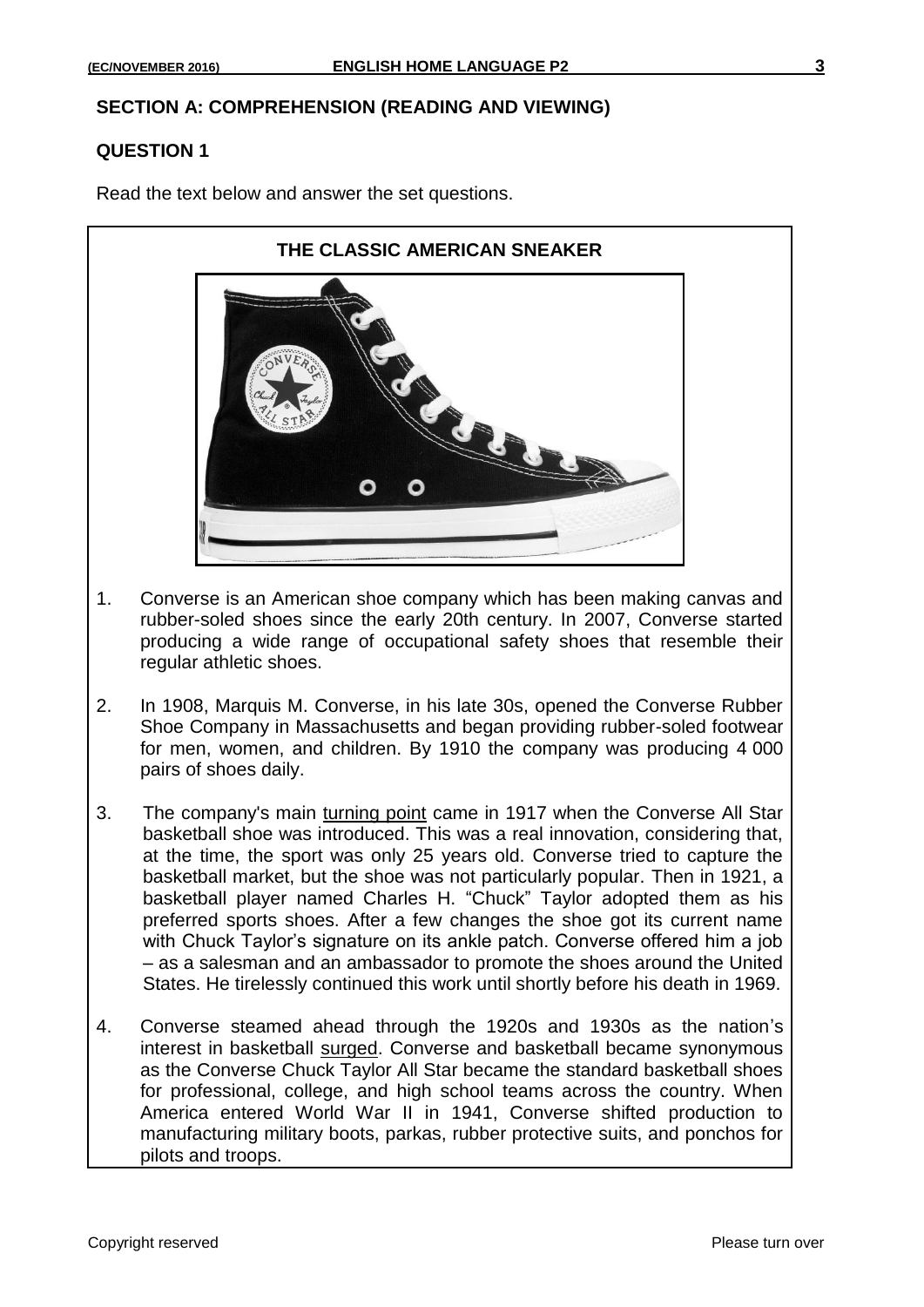## SECTION A: COMPREHENSION (READING AND VIEWING)

### QUESTION 1

Read the text below and answer the set questions.

**THE CLASSIC AMERICAN SNEAKER**

1. Converse is an American shoe company which has been making canvas and rubber-soled shoes since the early 20th century. In 2007, Converse started producing a wide range of occupational safety shoes that resemble their regular athletic shoes.

2. In 1908, Marquis M. Converse, in his late 30s, opened the Converse Rubber Shoe Company in Massachusetts and began providing rubber-soled footwear for men, women, and children. By 1910 the company was producing 4 000 pairs of shoes daily.

3. The company's main <u>turning point</u> came in 1917 when the Converse All Star basketball shoe was introduced. This was a real innovation, considering that, at the time, the sport was only 25 years old. Converse tried to capture the basketball market, but the shoe was not particularly popular. Then in 1921, a basketball player named Charles H. "Chuck" Taylor adopted them as his preferred sports shoes. After a few changes the shoe got its current name with Chuck Taylor's signature on its ankle patch. Converse offered him a job – as a salesman and an ambassador to promote the shoes around the United States. He tirelessly continued this work until shortly before his death in 1969.

4. Converse steamed ahead through the 1920s and 1930s as the nation's interest in basketball <u>surged</u>. Converse and basketball became synonymous as the Converse Chuck Taylor All Star became the standard basketball shoes for professional, college, and high school teams across the country. When America entered World War II in 1941, Converse shifted production to manufacturing military boots, parkas, rubber protective suits, and ponchos for pilots and troops.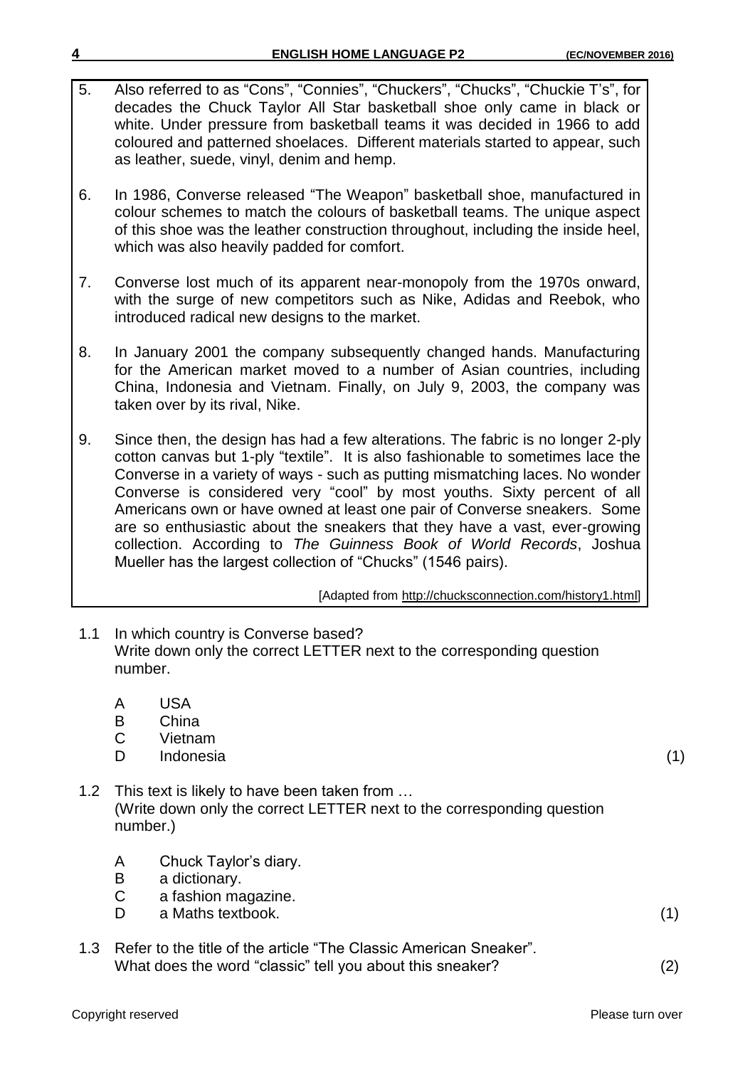5. Also referred to as "Cons", "Connies", "Chuckers", "Chucks", "Chuckie T's", for decades the Chuck Taylor All Star basketball shoe only came in black or white. Under pressure from basketball teams it was decided in 1966 to add coloured and patterned shoelaces. Different materials started to appear, such as leather, suede, vinyl, denim and hemp.

6. In 1986, Converse released "The Weapon" basketball shoe, manufactured in colour schemes to match the colours of basketball teams. The unique aspect of this shoe was the leather construction throughout, including the inside heel, which was also heavily padded for comfort.

7. Converse lost much of its apparent near-monopoly from the 1970s onward, with the surge of new competitors such as Nike, Adidas and Reebok, who introduced radical new designs to the market.

8. In January 2001 the company subsequently changed hands. Manufacturing for the American market moved to a number of Asian countries, including China, Indonesia and Vietnam. Finally, on July 9, 2003, the company was taken over by its rival, Nike.

9. Since then, the design has had a few alterations. The fabric is no longer 2-ply cotton canvas but 1-ply "textile". It is also fashionable to sometimes lace the Converse in a variety of ways - such as putting mismatching laces. No wonder Converse is considered very "cool" by most youths. Sixty percent of all Americans own or have owned at least one pair of Converse sneakers. Some are so enthusiastic about the sneakers that they have a vast, ever-growing collection. According to *The Guinness Book of World Records*, Joshua Mueller has the largest collection of "Chucks" (1546 pairs).

[Adapted from http://chucksconnection.com/history1.html]

1.1 In which country is Converse based?
Write down only the correct LETTER next to the corresponding question number.

A USA
B China
C Vietnam
D Indonesia (1)

1.2 This text is likely to have been taken from …
(Write down only the correct LETTER next to the corresponding question number.)

A Chuck Taylor's diary.
B a dictionary.
C a fashion magazine.
D a Maths textbook. (1)

1.3 Refer to the title of the article "The Classic American Sneaker".
What does the word "classic" tell you about this sneaker? (2)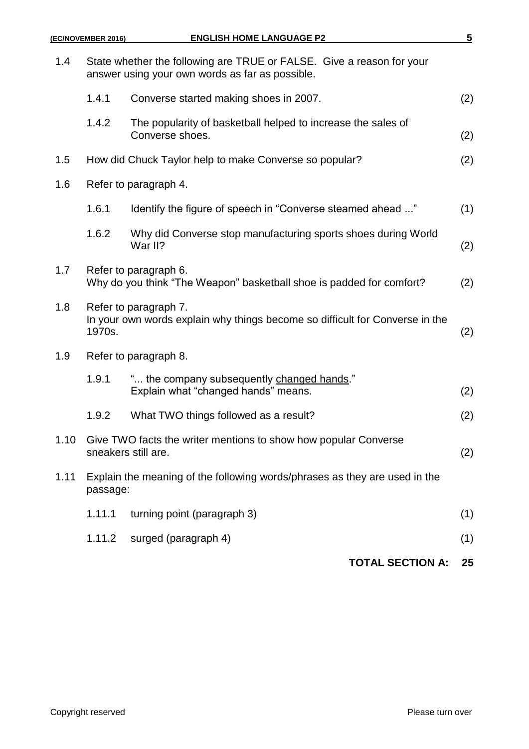1.4 State whether the following are TRUE or FALSE. Give a reason for your answer using your own words as far as possible.

1.4.1 Converse started making shoes in 2007. (2)

1.4.2 The popularity of basketball helped to increase the sales of Converse shoes. (2)

1.5 How did Chuck Taylor help to make Converse so popular? (2)

1.6 Refer to paragraph 4.

1.6.1 Identify the figure of speech in "Converse steamed ahead ..." (1)

1.6.2 Why did Converse stop manufacturing sports shoes during World War II? (2)

1.7 Refer to paragraph 6.
Why do you think "The Weapon" basketball shoe is padded for comfort? (2)

1.8 Refer to paragraph 7.
In your own words explain why things become so difficult for Converse in the 1970s. (2)

1.9 Refer to paragraph 8.

1.9.1 "... the company subsequently changed hands."
Explain what "changed hands" means. (2)

1.9.2 What TWO things followed as a result? (2)

1.10 Give TWO facts the writer mentions to show how popular Converse sneakers still are. (2)

1.11 Explain the meaning of the following words/phrases as they are used in the passage:

1.11.1 turning point (paragraph 3) (1)

1.11.2 surged (paragraph 4) (1)

**TOTAL SECTION A: 25**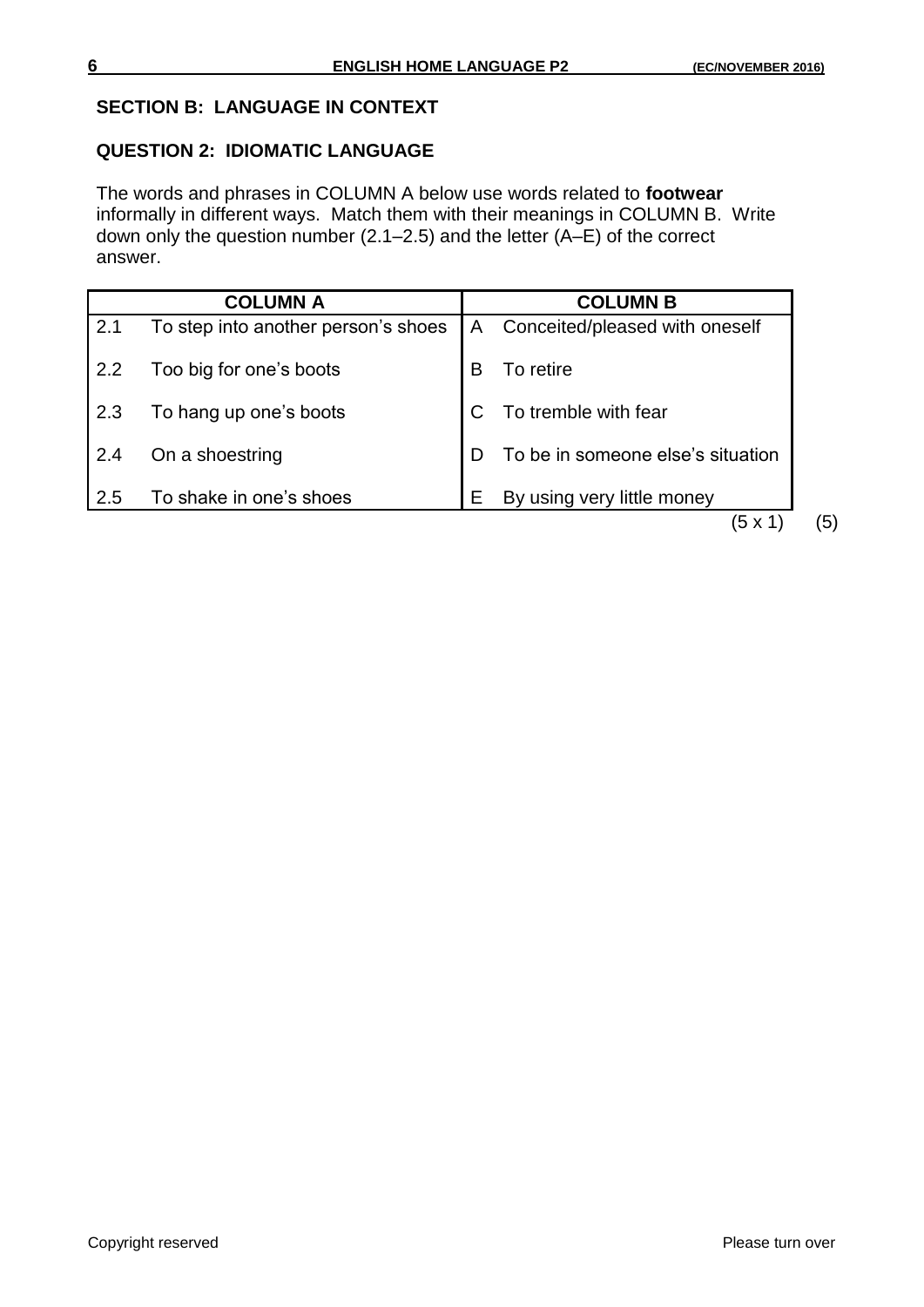## SECTION B: LANGUAGE IN CONTEXT

### QUESTION 2: IDIOMATIC LANGUAGE

The words and phrases in COLUMN A below use words related to **footwear** informally in different ways. Match them with their meanings in COLUMN B. Write down only the question number (2.1–2.5) and the letter (A–E) of the correct answer.

| | COLUMN A | | COLUMN B |
|---|---|---|---|
| 2.1 | To step into another person's shoes | A | Conceited/pleased with oneself |
| 2.2 | Too big for one's boots | B | To retire |
| 2.3 | To hang up one's boots | C | To tremble with fear |
| 2.4 | On a shoestring | D | To be in someone else's situation |
| 2.5 | To shake in one's shoes | E | By using very little money |

(5 x 1) (5)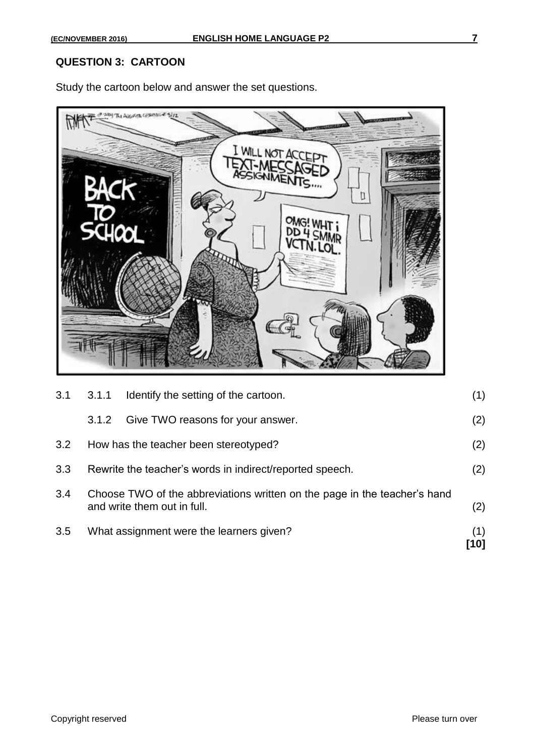## QUESTION 3: CARTOON

Study the cartoon below and answer the set questions.

| | | | |
|---|---|---|---|
| 3.1 | 3.1.1 | Identify the setting of the cartoon. | (1) |
| | 3.1.2 | Give TWO reasons for your answer. | (2) |
| 3.2 | | How has the teacher been stereotyped? | (2) |
| 3.3 | | Rewrite the teacher's words in indirect/reported speech. | (2) |
| 3.4 | | Choose TWO of the abbreviations written on the page in the teacher's hand and write them out in full. | (2) |
| 3.5 | | What assignment were the learners given? | (1) **[10]** |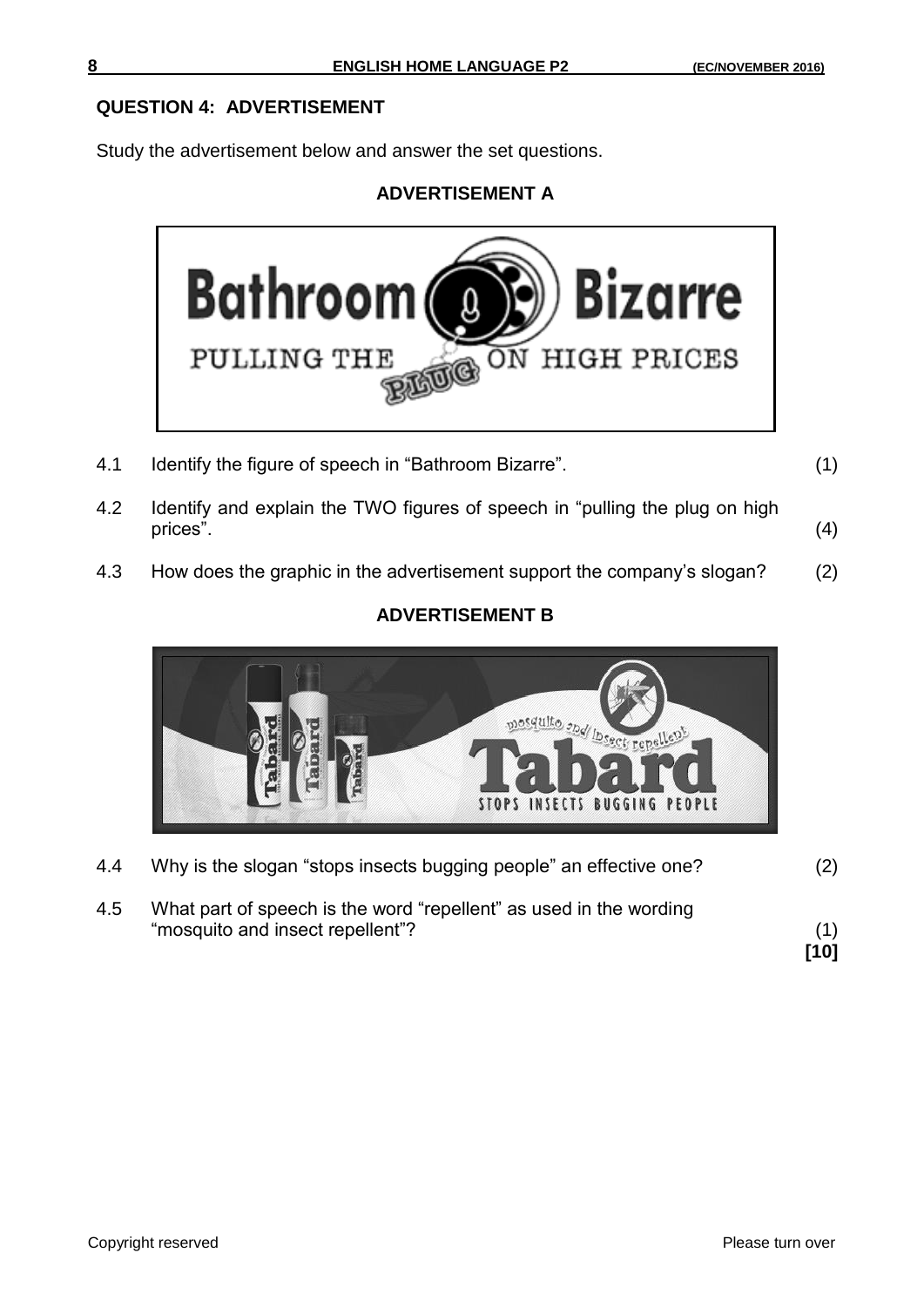## QUESTION 4: ADVERTISEMENT

Study the advertisement below and answer the set questions.

### ADVERTISEMENT A

Bathroom Bizarre

PULLING THE PLUG ON HIGH PRICES

4.1 Identify the figure of speech in "Bathroom Bizarre". (1)

4.2 Identify and explain the TWO figures of speech in "pulling the plug on high prices". (4)

4.3 How does the graphic in the advertisement support the company's slogan? (2)

### ADVERTISEMENT B

mosquito and insect repellent

Tabard

STOPS INSECTS BUGGING PEOPLE

4.4 Why is the slogan "stops insects bugging people" an effective one? (2)

4.5 What part of speech is the word "repellent" as used in the wording "mosquito and insect repellent"? (1)

**[10]**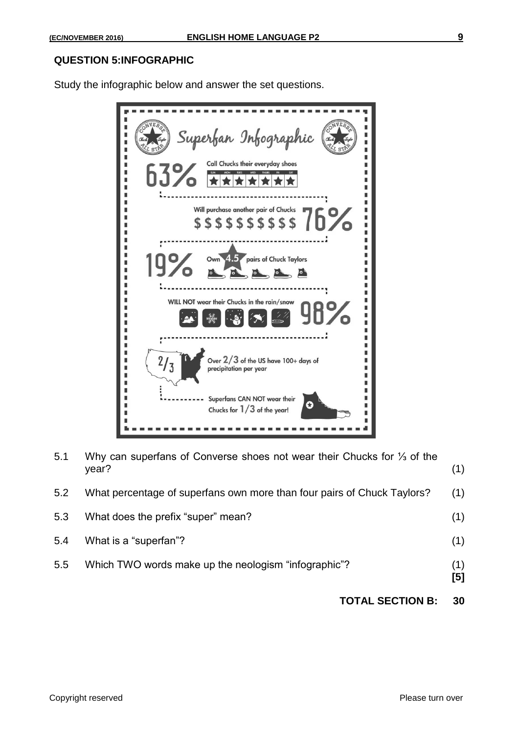## QUESTION 5: INFOGRAPHIC

Study the infographic below and answer the set questions.

**Superfan Infographic**

**63%** Call Chucks their everyday shoes

SUN MON TUES WED THURS FRI SAT

**76%** Will purchase another pair of Chucks

$ $ $ $ $ $ $ $ $ $

**19%** Own 4.5 pairs of Chuck Taylors

**98%** WILL NOT wear their Chucks in the rain/snow

**2/3** Over 2/3 of the US have 100+ days of precipitation per year

Superfans CAN NOT wear their Chucks for 1/3 of the year!

5.1 Why can superfans of Converse shoes not wear their Chucks for ⅓ of the year? (1)

5.2 What percentage of superfans own more than four pairs of Chuck Taylors? (1)

5.3 What does the prefix "super" mean? (1)

5.4 What is a "superfan"? (1)

5.5 Which TWO words make up the neologism "infographic"? (1)
**[5]**

**TOTAL SECTION B: 30**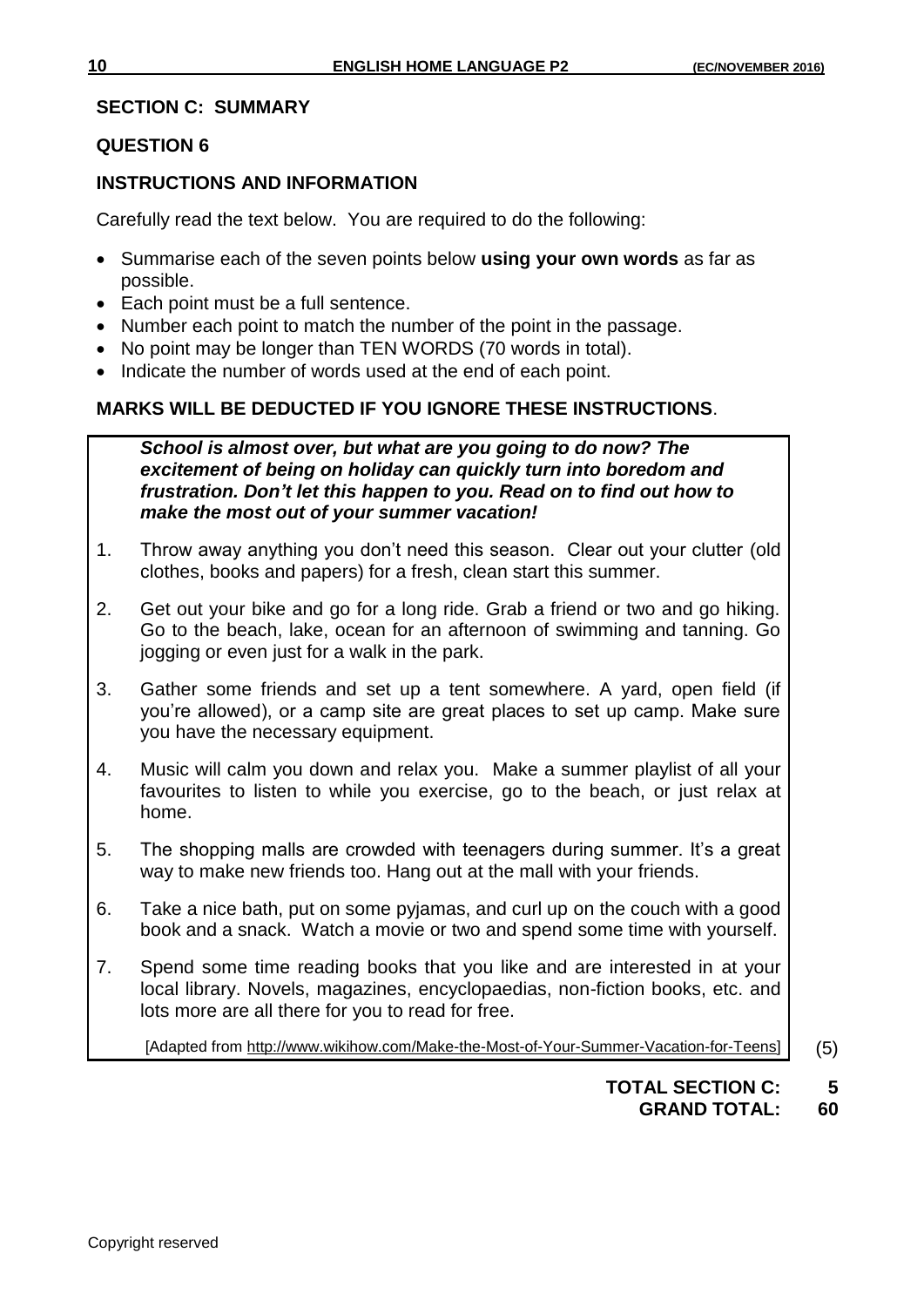**SECTION C: SUMMARY**

**QUESTION 6**

**INSTRUCTIONS AND INFORMATION**

Carefully read the text below. You are required to do the following:

- Summarise each of the seven points below **using your own words** as far as possible.
- Each point must be a full sentence.
- Number each point to match the number of the point in the passage.
- No point may be longer than TEN WORDS (70 words in total).
- Indicate the number of words used at the end of each point.

**MARKS WILL BE DEDUCTED IF YOU IGNORE THESE INSTRUCTIONS**.

***School is almost over, but what are you going to do now? The excitement of being on holiday can quickly turn into boredom and frustration. Don't let this happen to you. Read on to find out how to make the most out of your summer vacation!***

1. Throw away anything you don't need this season. Clear out your clutter (old clothes, books and papers) for a fresh, clean start this summer.
2. Get out your bike and go for a long ride. Grab a friend or two and go hiking. Go to the beach, lake, ocean for an afternoon of swimming and tanning. Go jogging or even just for a walk in the park.
3. Gather some friends and set up a tent somewhere. A yard, open field (if you're allowed), or a camp site are great places to set up camp. Make sure you have the necessary equipment.
4. Music will calm you down and relax you. Make a summer playlist of all your favourites to listen to while you exercise, go to the beach, or just relax at home.
5. The shopping malls are crowded with teenagers during summer. It's a great way to make new friends too. Hang out at the mall with your friends.
6. Take a nice bath, put on some pyjamas, and curl up on the couch with a good book and a snack. Watch a movie or two and spend some time with yourself.
7. Spend some time reading books that you like and are interested in at your local library. Novels, magazines, encyclopaedias, non-fiction books, etc. and lots more are all there for you to read for free.

[Adapted from http://www.wikihow.com/Make-the-Most-of-Your-Summer-Vacation-for-Teens] (5)

**TOTAL SECTION C: 5**
**GRAND TOTAL: 60**